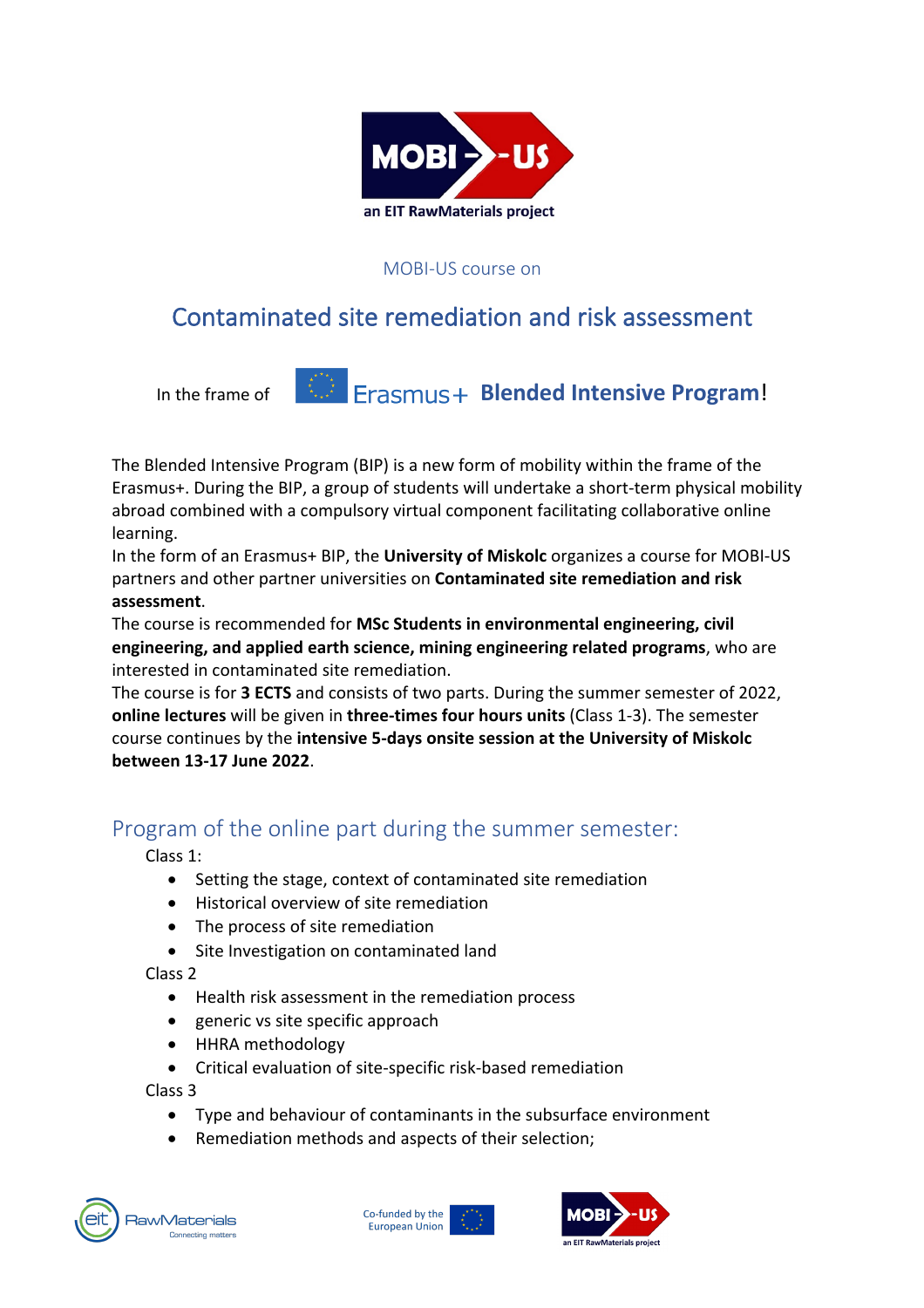MOBI-US course on

# Contaminated site remediation and risk assessment

In the frame of Erasmus+ **Blended Intensive Program**!

The Blended Intensive Program (BIP) is a new form of mobility within the frame of the Erasmus+. During the BIP, a group of students will undertake a short-term physical mobility abroad combined with a compulsory virtual component facilitating collaborative online learning.

In the form of an Erasmus+ BIP, the **University of Miskolc** organizes a course for MOBI-US partners and other partner universities on **Contaminated site remediation and risk assessment**.

The course is recommended for **MSc Students in environmental engineering, civil engineering, and applied earth science, mining engineering related programs**, who are interested in contaminated site remediation.

The course is for **3 ECTS** and consists of two parts. During the summer semester of 2022, **online lectures** will be given in **three-times four hours units** (Class 1-3). The semester course continues by the **intensive 5-days onsite session at the University of Miskolc between 13-17 June 2022**.

## Program of the online part during the summer semester:

Class 1:

- Setting the stage, context of contaminated site remediation
- Historical overview of site remediation
- The process of site remediation
- Site Investigation on contaminated land

Class 2

- Health risk assessment in the remediation process
- generic vs site specific approach
- HHRA methodology
- Critical evaluation of site-specific risk-based remediation

Class 3

- Type and behaviour of contaminants in the subsurface environment
- Remediation methods and aspects of their selection;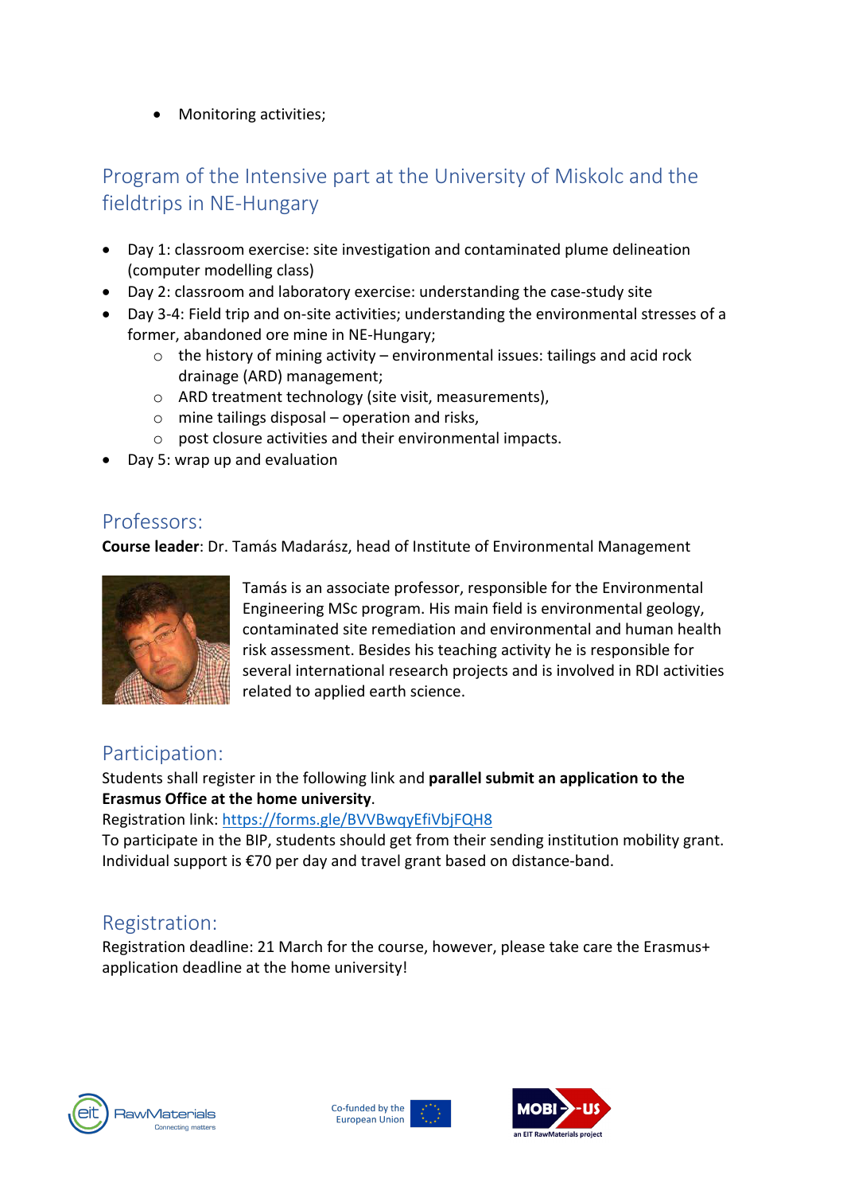- Monitoring activities;

## Program of the Intensive part at the University of Miskolc and the fieldtrips in NE-Hungary

- Day 1: classroom exercise: site investigation and contaminated plume delineation (computer modelling class)
- Day 2: classroom and laboratory exercise: understanding the case-study site
- Day 3-4: Field trip and on-site activities; understanding the environmental stresses of a former, abandoned ore mine in NE-Hungary;
  - the history of mining activity – environmental issues: tailings and acid rock drainage (ARD) management;
  - ARD treatment technology (site visit, measurements),
  - mine tailings disposal – operation and risks,
  - post closure activities and their environmental impacts.
- Day 5: wrap up and evaluation

## Professors:

**Course leader**: Dr. Tamás Madarász, head of Institute of Environmental Management

Tamás is an associate professor, responsible for the Environmental Engineering MSc program. His main field is environmental geology, contaminated site remediation and environmental and human health risk assessment. Besides his teaching activity he is responsible for several international research projects and is involved in RDI activities related to applied earth science.

## Participation:

Students shall register in the following link and **parallel submit an application to the Erasmus Office at the home university**.

Registration link: https://forms.gle/BVVBwqyEfiVbjFQH8

To participate in the BIP, students should get from their sending institution mobility grant. Individual support is €70 per day and travel grant based on distance-band.

## Registration:

Registration deadline: 21 March for the course, however, please take care the Erasmus+ application deadline at the home university!

eit RawMaterials Connecting matters

Co-funded by the European Union

MOBI-US an EIT RawMaterials project